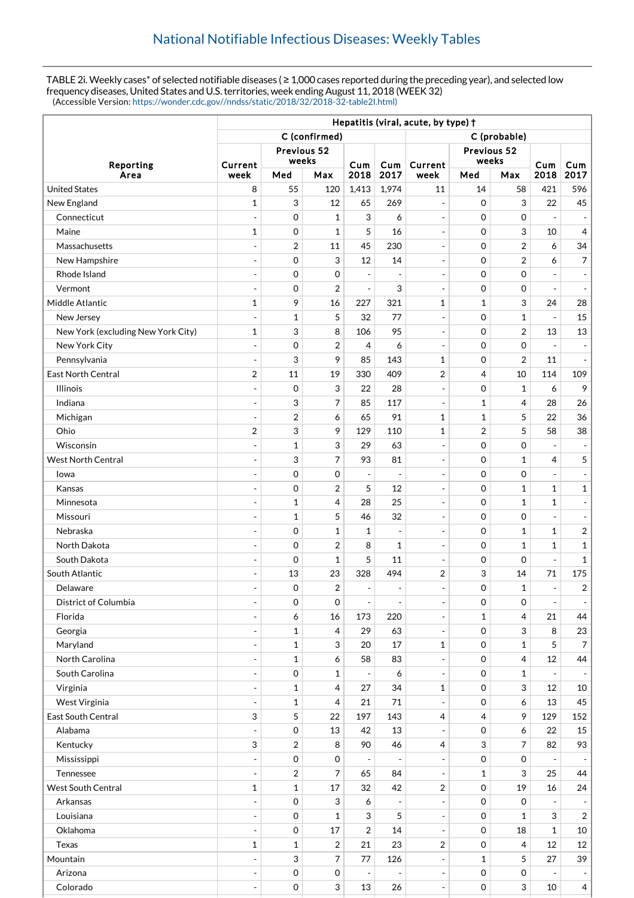# National Notifiable Infectious Diseases: Weekly Tables

TABLE 2i. Weekly cases* of selected notifiable diseases ( ≥ 1,000 cases reported during the preceding year), and selected low frequency diseases, United States and U.S. territories, week ending August 11, 2018 (WEEK 32)
(Accessible Version: https://wonder.cdc.gov//nndss/static/2018/32/2018-32-table2I.html)

| Reporting Area | Hepatitis (viral, acute, by type) † | | | | | | | | | |
|---|---|---|---|---|---|---|---|---|---|---|
| | C (confirmed) | | | | | C (probable) | | | | |
| | Current week | Previous 52 weeks | | Cum 2018 | Cum 2017 | Current week | Previous 52 weeks | | Cum 2018 | Cum 2017 |
| | | Med | Max | | | | Med | Max | | |
| United States | 8 | 55 | 120 | 1,413 | 1,974 | 11 | 14 | 58 | 421 | 596 |
| New England | 1 | 3 | 12 | 65 | 269 | - | 0 | 3 | 22 | 45 |
| Connecticut | - | 0 | 1 | 3 | 6 | - | 0 | 0 | - | - |
| Maine | 1 | 0 | 1 | 5 | 16 | - | 0 | 3 | 10 | 4 |
| Massachusetts | - | 2 | 11 | 45 | 230 | - | 0 | 2 | 6 | 34 |
| New Hampshire | - | 0 | 3 | 12 | 14 | - | 0 | 2 | 6 | 7 |
| Rhode Island | - | 0 | 0 | - | - | - | 0 | 0 | - | - |
| Vermont | - | 0 | 2 | - | 3 | - | 0 | 0 | - | - |
| Middle Atlantic | 1 | 9 | 16 | 227 | 321 | 1 | 1 | 3 | 24 | 28 |
| New Jersey | - | 1 | 5 | 32 | 77 | - | 0 | 1 | - | 15 |
| New York (excluding New York City) | 1 | 3 | 8 | 106 | 95 | - | 0 | 2 | 13 | 13 |
| New York City | - | 0 | 2 | 4 | 6 | - | 0 | 0 | - | - |
| Pennsylvania | - | 3 | 9 | 85 | 143 | 1 | 0 | 2 | 11 | - |
| East North Central | 2 | 11 | 19 | 330 | 409 | 2 | 4 | 10 | 114 | 109 |
| Illinois | - | 0 | 3 | 22 | 28 | - | 0 | 1 | 6 | 9 |
| Indiana | - | 3 | 7 | 85 | 117 | - | 1 | 4 | 28 | 26 |
| Michigan | - | 2 | 6 | 65 | 91 | 1 | 1 | 5 | 22 | 36 |
| Ohio | 2 | 3 | 9 | 129 | 110 | 1 | 2 | 5 | 58 | 38 |
| Wisconsin | - | 1 | 3 | 29 | 63 | - | 0 | 0 | - | - |
| West North Central | - | 3 | 7 | 93 | 81 | - | 0 | 1 | 4 | 5 |
| Iowa | - | 0 | 0 | - | - | - | 0 | 0 | - | - |
| Kansas | - | 0 | 2 | 5 | 12 | - | 0 | 1 | 1 | 1 |
| Minnesota | - | 1 | 4 | 28 | 25 | - | 0 | 1 | 1 | - |
| Missouri | - | 1 | 5 | 46 | 32 | - | 0 | 0 | - | - |
| Nebraska | - | 0 | 1 | 1 | - | - | 0 | 1 | 1 | 2 |
| North Dakota | - | 0 | 2 | 8 | 1 | - | 0 | 1 | 1 | 1 |
| South Dakota | - | 0 | 1 | 5 | 11 | - | 0 | 0 | - | 1 |
| South Atlantic | - | 13 | 23 | 328 | 494 | 2 | 3 | 14 | 71 | 175 |
| Delaware | - | 0 | 2 | - | - | - | 0 | 1 | - | 2 |
| District of Columbia | - | 0 | 0 | - | - | - | 0 | 0 | - | - |
| Florida | - | 6 | 16 | 173 | 220 | - | 1 | 4 | 21 | 44 |
| Georgia | - | 1 | 4 | 29 | 63 | - | 0 | 3 | 8 | 23 |
| Maryland | - | 1 | 3 | 20 | 17 | 1 | 0 | 1 | 5 | 7 |
| North Carolina | - | 1 | 6 | 58 | 83 | - | 0 | 4 | 12 | 44 |
| South Carolina | - | 0 | 1 | - | 6 | - | 0 | 1 | - | - |
| Virginia | - | 1 | 4 | 27 | 34 | 1 | 0 | 3 | 12 | 10 |
| West Virginia | - | 1 | 4 | 21 | 71 | - | 0 | 6 | 13 | 45 |
| East South Central | 3 | 5 | 22 | 197 | 143 | 4 | 4 | 9 | 129 | 152 |
| Alabama | - | 0 | 13 | 42 | 13 | - | 0 | 6 | 22 | 15 |
| Kentucky | 3 | 2 | 8 | 90 | 46 | 4 | 3 | 7 | 82 | 93 |
| Mississippi | - | 0 | 0 | - | - | - | 0 | 0 | - | - |
| Tennessee | - | 2 | 7 | 65 | 84 | - | 1 | 3 | 25 | 44 |
| West South Central | 1 | 1 | 17 | 32 | 42 | 2 | 0 | 19 | 16 | 24 |
| Arkansas | - | 0 | 3 | 6 | - | - | 0 | 0 | - | - |
| Louisiana | - | 0 | 1 | 3 | 5 | - | 0 | 1 | 3 | 2 |
| Oklahoma | - | 0 | 17 | 2 | 14 | - | 0 | 18 | 1 | 10 |
| Texas | 1 | 1 | 2 | 21 | 23 | 2 | 0 | 4 | 12 | 12 |
| Mountain | - | 3 | 7 | 77 | 126 | - | 1 | 5 | 27 | 39 |
| Arizona | - | 0 | 0 | - | - | - | 0 | 0 | - | - |
| Colorado | - | 0 | 3 | 13 | 26 | - | 0 | 3 | 10 | 4 |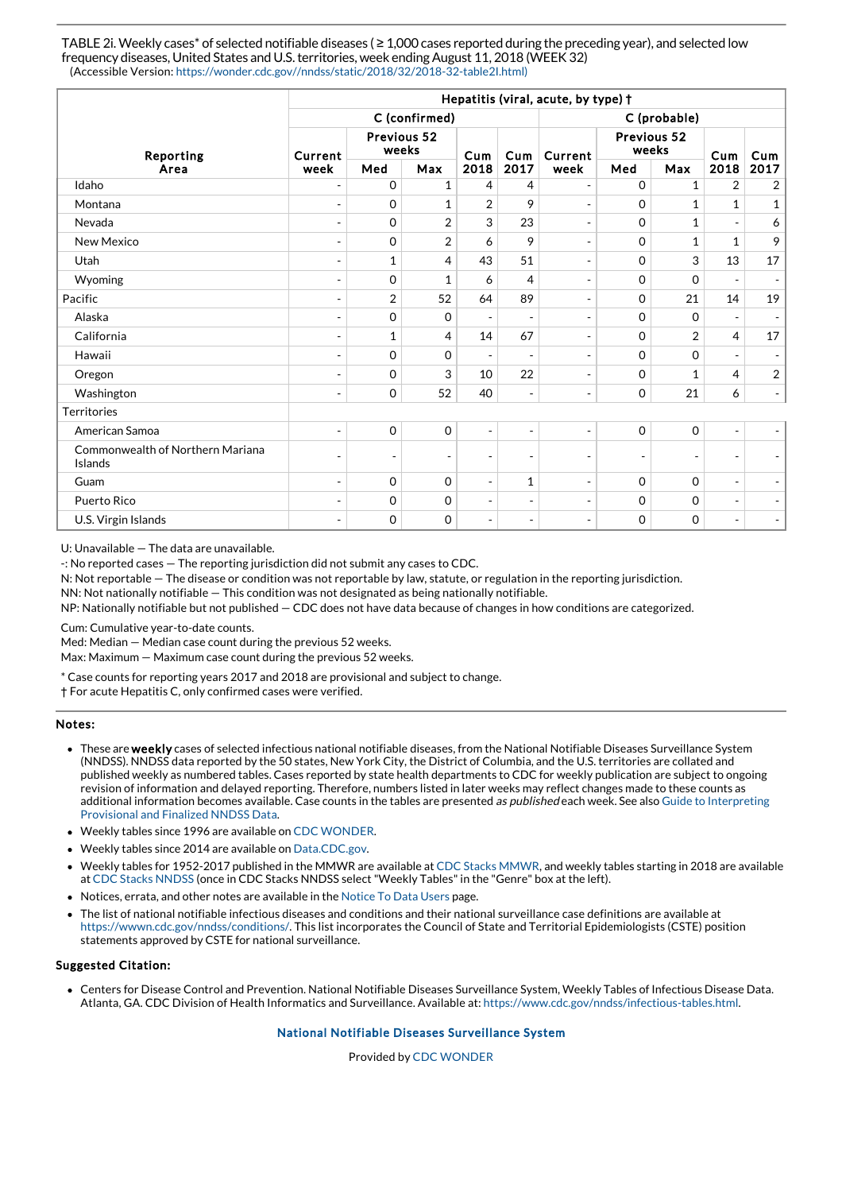TABLE 2i. Weekly cases* of selected notifiable diseases ( ≥ 1,000 cases reported during the preceding year), and selected low frequency diseases, United States and U.S. territories, week ending August 11, 2018 (WEEK 32)
(Accessible Version: https://wonder.cdc.gov//nndss/static/2018/32/2018-32-table2I.html)

| Reporting Area | Hepatitis (viral, acute, by type) † | | | | | | | | | |
|---|---|---|---|---|---|---|---|---|---|---|
| | C (confirmed) | | | | | C (probable) | | | | |
| | Current week | Previous 52 weeks | | Cum 2018 | Cum 2017 | Current week | Previous 52 weeks | | Cum 2018 | Cum 2017 |
| | | Med | Max | | | | Med | Max | | |
| Idaho | - | 0 | 1 | 4 | 4 | - | 0 | 1 | 2 | 2 |
| Montana | - | 0 | 1 | 2 | 9 | - | 0 | 1 | 1 | 1 |
| Nevada | - | 0 | 2 | 3 | 23 | - | 0 | 1 | - | 6 |
| New Mexico | - | 0 | 2 | 6 | 9 | - | 0 | 1 | 1 | 9 |
| Utah | - | 1 | 4 | 43 | 51 | - | 0 | 3 | 13 | 17 |
| Wyoming | - | 0 | 1 | 6 | 4 | - | 0 | 0 | - | - |
| Pacific | - | 2 | 52 | 64 | 89 | - | 0 | 21 | 14 | 19 |
| Alaska | - | 0 | 0 | - | - | - | 0 | 0 | - | - |
| California | - | 1 | 4 | 14 | 67 | - | 0 | 2 | 4 | 17 |
| Hawaii | - | 0 | 0 | - | - | - | 0 | 0 | - | - |
| Oregon | - | 0 | 3 | 10 | 22 | - | 0 | 1 | 4 | 2 |
| Washington | - | 0 | 52 | 40 | - | - | 0 | 21 | 6 | - |
| Territories | | | | | | | | | | |
| American Samoa | - | 0 | 0 | - | - | - | 0 | 0 | - | - |
| Commonwealth of Northern Mariana Islands | - | - | - | - | - | - | - | - | - | - |
| Guam | - | 0 | 0 | - | 1 | - | 0 | 0 | - | - |
| Puerto Rico | - | 0 | 0 | - | - | - | 0 | 0 | - | - |
| U.S. Virgin Islands | - | 0 | 0 | - | - | - | 0 | 0 | - | - |

U: Unavailable — The data are unavailable.
-: No reported cases — The reporting jurisdiction did not submit any cases to CDC.
N: Not reportable — The disease or condition was not reportable by law, statute, or regulation in the reporting jurisdiction.
NN: Not nationally notifiable — This condition was not designated as being nationally notifiable.
NP: Nationally notifiable but not published — CDC does not have data because of changes in how conditions are categorized.

Cum: Cumulative year-to-date counts.
Med: Median — Median case count during the previous 52 weeks.
Max: Maximum — Maximum case count during the previous 52 weeks.

* Case counts for reporting years 2017 and 2018 are provisional and subject to change.
† For acute Hepatitis C, only confirmed cases were verified.

**Notes:**

- These are **weekly** cases of selected infectious national notifiable diseases, from the National Notifiable Diseases Surveillance System (NNDSS). NNDSS data reported by the 50 states, New York City, the District of Columbia, and the U.S. territories are collated and published weekly as numbered tables. Cases reported by state health departments to CDC for weekly publication are subject to ongoing revision of information and delayed reporting. Therefore, numbers listed in later weeks may reflect changes made to these counts as additional information becomes available. Case counts in the tables are presented *as published* each week. See also Guide to Interpreting Provisional and Finalized NNDSS Data.
- Weekly tables since 1996 are available on CDC WONDER.
- Weekly tables since 2014 are available on Data.CDC.gov.
- Weekly tables for 1952-2017 published in the MMWR are available at CDC Stacks MMWR, and weekly tables starting in 2018 are available at CDC Stacks NNDSS (once in CDC Stacks NNDSS select "Weekly Tables" in the "Genre" box at the left).
- Notices, errata, and other notes are available in the Notice To Data Users page.
- The list of national notifiable infectious diseases and conditions and their national surveillance case definitions are available at https://wwwn.cdc.gov/nndss/conditions/. This list incorporates the Council of State and Territorial Epidemiologists (CSTE) position statements approved by CSTE for national surveillance.

**Suggested Citation:**

- Centers for Disease Control and Prevention. National Notifiable Diseases Surveillance System, Weekly Tables of Infectious Disease Data. Atlanta, GA. CDC Division of Health Informatics and Surveillance. Available at: https://www.cdc.gov/nndss/infectious-tables.html.

**National Notifiable Diseases Surveillance System**

Provided by CDC WONDER